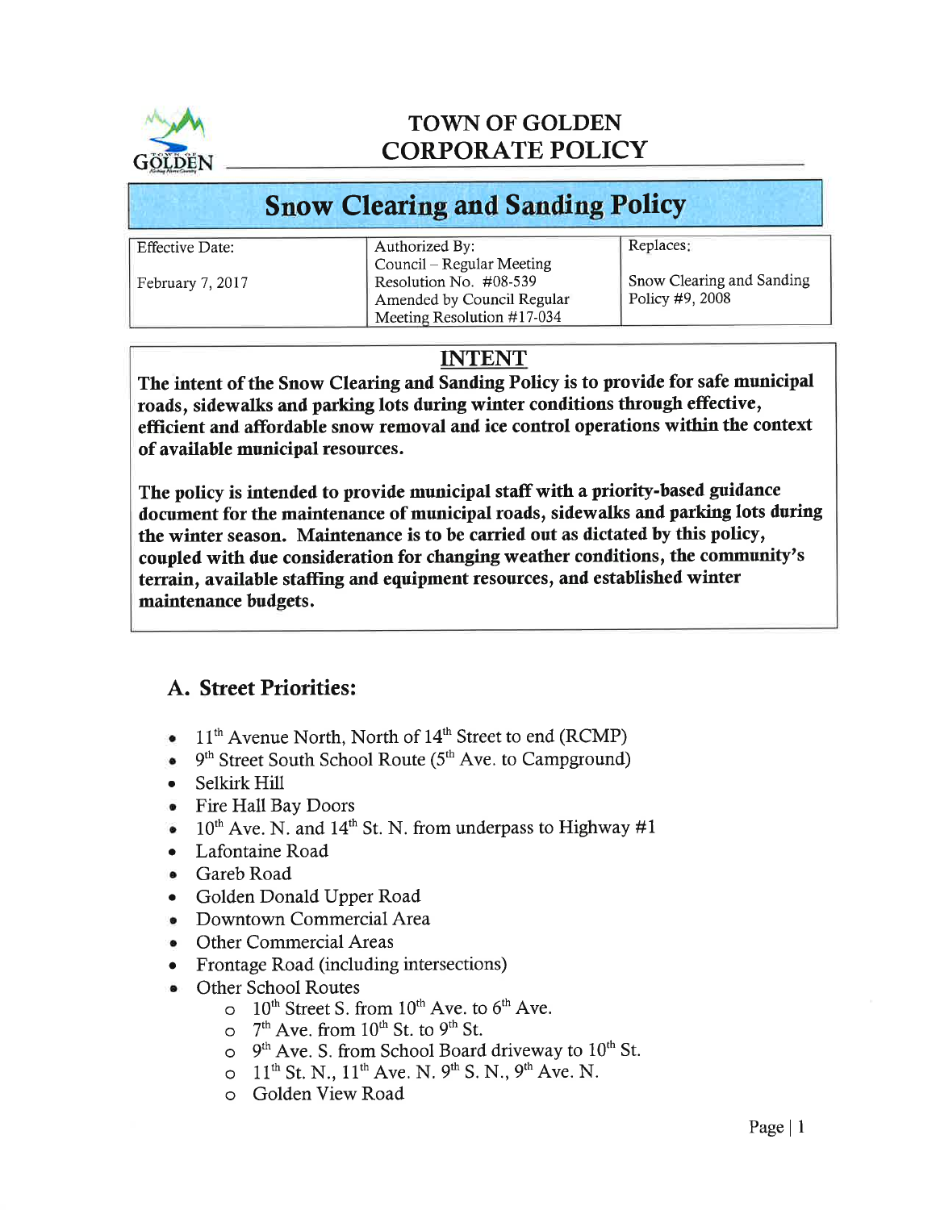# TOWN OF GOLDEN
# CORPORATE POLICY

## Snow Clearing and Sanding Policy

| Effective Date:<br><br>February 7, 2017 | Authorized By:<br>Council – Regular Meeting<br>Resolution No. #08-539<br>Amended by Council Regular Meeting Resolution #17-034 | Replaces:<br><br>Snow Clearing and Sanding Policy #9, 2008 |
|---|---|---|

### INTENT

**The intent of the Snow Clearing and Sanding Policy is to provide for safe municipal roads, sidewalks and parking lots during winter conditions through effective, efficient and affordable snow removal and ice control operations within the context of available municipal resources.**

**The policy is intended to provide municipal staff with a priority-based guidance document for the maintenance of municipal roads, sidewalks and parking lots during the winter season. Maintenance is to be carried out as dictated by this policy, coupled with due consideration for changing weather conditions, the community's terrain, available staffing and equipment resources, and established winter maintenance budgets.**

## A. Street Priorities:

- 11th Avenue North, North of 14th Street to end (RCMP)
- 9th Street South School Route (5th Ave. to Campground)
- Selkirk Hill
- Fire Hall Bay Doors
- 10th Ave. N. and 14th St. N. from underpass to Highway #1
- Lafontaine Road
- Gareb Road
- Golden Donald Upper Road
- Downtown Commercial Area
- Other Commercial Areas
- Frontage Road (including intersections)
- Other School Routes
  - 10th Street S. from 10th Ave. to 6th Ave.
  - 7th Ave. from 10th St. to 9th St.
  - 9th Ave. S. from School Board driveway to 10th St.
  - 11th St. N., 11th Ave. N. 9th S. N., 9th Ave. N.
  - Golden View Road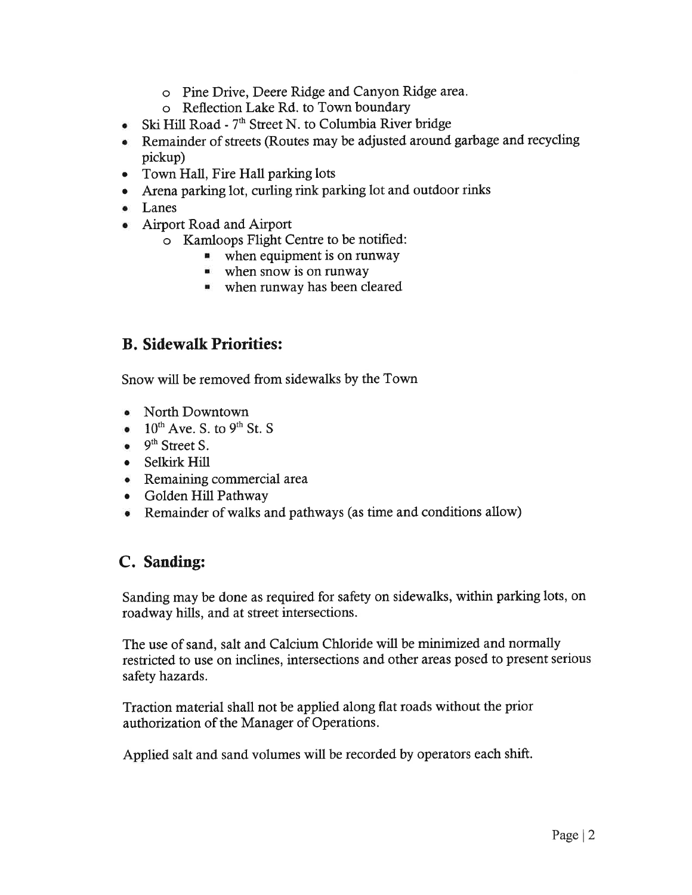- Pine Drive, Deere Ridge and Canyon Ridge area.
  - Reflection Lake Rd. to Town boundary
- Ski Hill Road - 7th Street N. to Columbia River bridge
- Remainder of streets (Routes may be adjusted around garbage and recycling pickup)
- Town Hall, Fire Hall parking lots
- Arena parking lot, curling rink parking lot and outdoor rinks
- Lanes
- Airport Road and Airport
  - Kamloops Flight Centre to be notified:
    - when equipment is on runway
    - when snow is on runway
    - when runway has been cleared

## B. Sidewalk Priorities:

Snow will be removed from sidewalks by the Town

- North Downtown
- 10th Ave. S. to 9th St. S
- 9th Street S.
- Selkirk Hill
- Remaining commercial area
- Golden Hill Pathway
- Remainder of walks and pathways (as time and conditions allow)

## C. Sanding:

Sanding may be done as required for safety on sidewalks, within parking lots, on roadway hills, and at street intersections.

The use of sand, salt and Calcium Chloride will be minimized and normally restricted to use on inclines, intersections and other areas posed to present serious safety hazards.

Traction material shall not be applied along flat roads without the prior authorization of the Manager of Operations.

Applied salt and sand volumes will be recorded by operators each shift.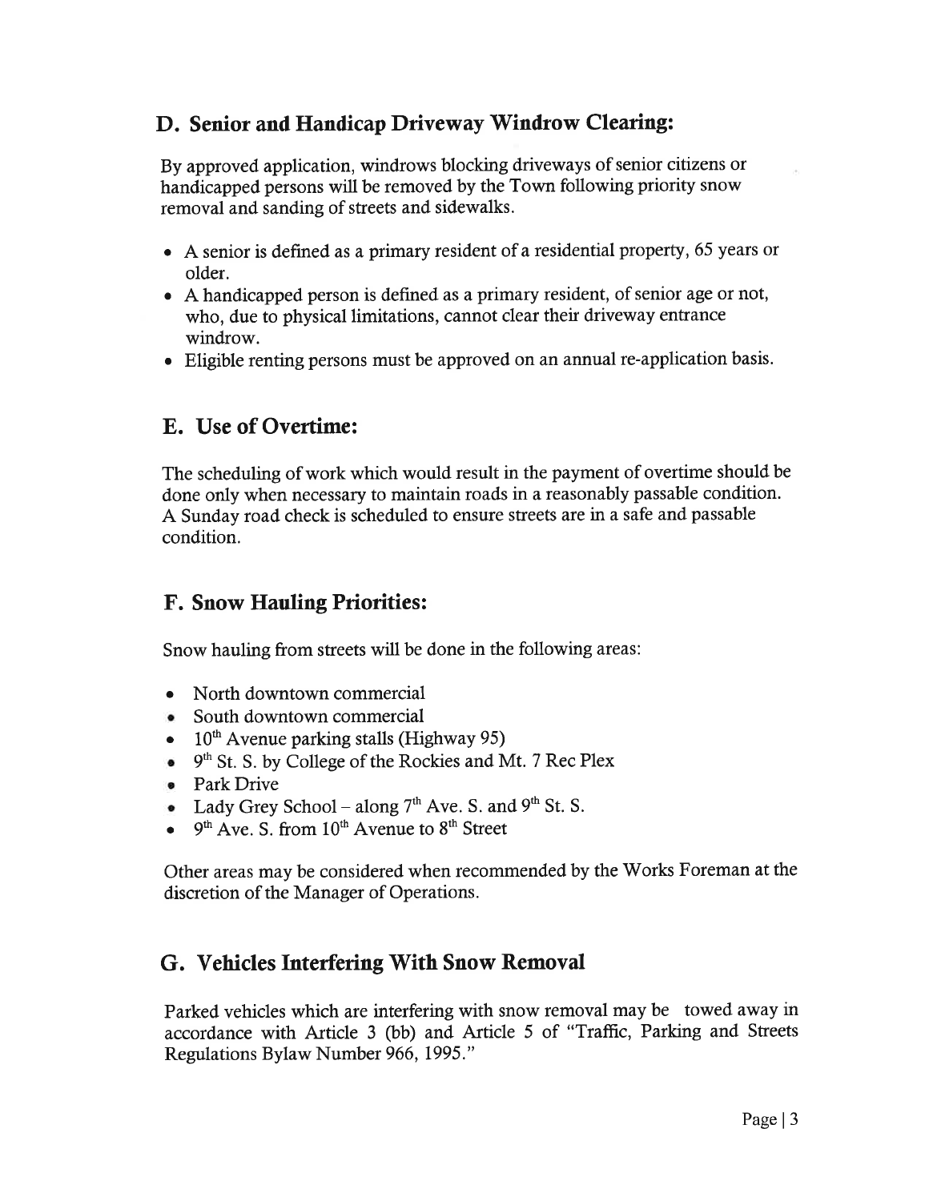## D. Senior and Handicap Driveway Windrow Clearing:

By approved application, windrows blocking driveways of senior citizens or handicapped persons will be removed by the Town following priority snow removal and sanding of streets and sidewalks.

- A senior is defined as a primary resident of a residential property, 65 years or older.
- A handicapped person is defined as a primary resident, of senior age or not, who, due to physical limitations, cannot clear their driveway entrance windrow.
- Eligible renting persons must be approved on an annual re-application basis.

## E. Use of Overtime:

The scheduling of work which would result in the payment of overtime should be done only when necessary to maintain roads in a reasonably passable condition. A Sunday road check is scheduled to ensure streets are in a safe and passable condition.

## F. Snow Hauling Priorities:

Snow hauling from streets will be done in the following areas:

- North downtown commercial
- South downtown commercial
- 10th Avenue parking stalls (Highway 95)
- 9th St. S. by College of the Rockies and Mt. 7 Rec Plex
- Park Drive
- Lady Grey School – along 7th Ave. S. and 9th St. S.
- 9th Ave. S. from 10th Avenue to 8th Street

Other areas may be considered when recommended by the Works Foreman at the discretion of the Manager of Operations.

## G. Vehicles Interfering With Snow Removal

Parked vehicles which are interfering with snow removal may be towed away in accordance with Article 3 (bb) and Article 5 of "Traffic, Parking and Streets Regulations Bylaw Number 966, 1995."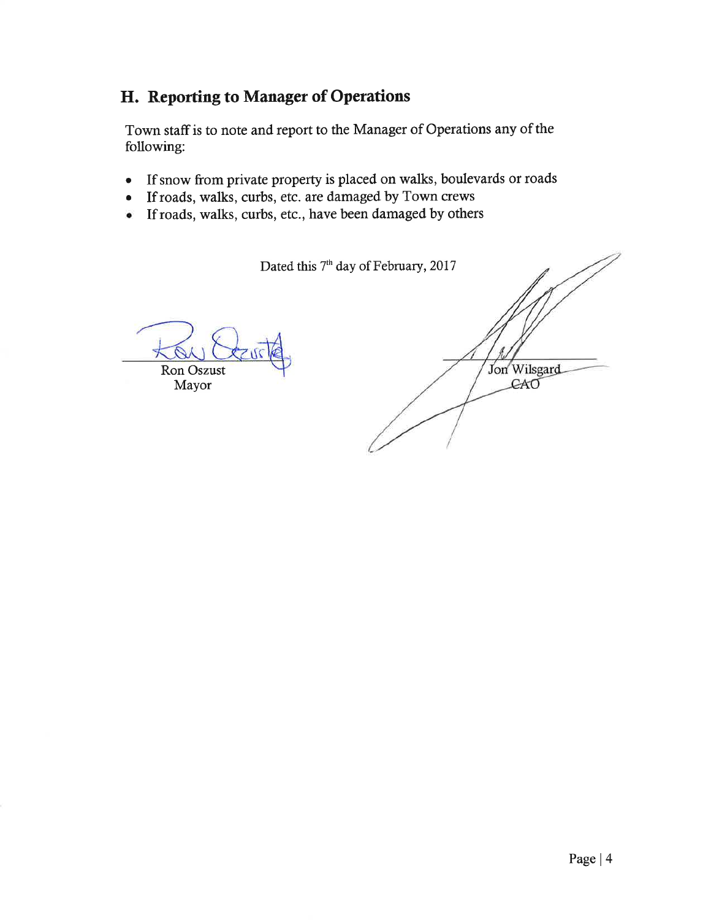## H. Reporting to Manager of Operations

Town staff is to note and report to the Manager of Operations any of the following:

- If snow from private property is placed on walks, boulevards or roads
- If roads, walks, curbs, etc. are damaged by Town crews
- If roads, walks, curbs, etc., have been damaged by others

Dated this 7th day of February, 2017

Ron Oszust
Mayor

Jon Wilsgard
CAO